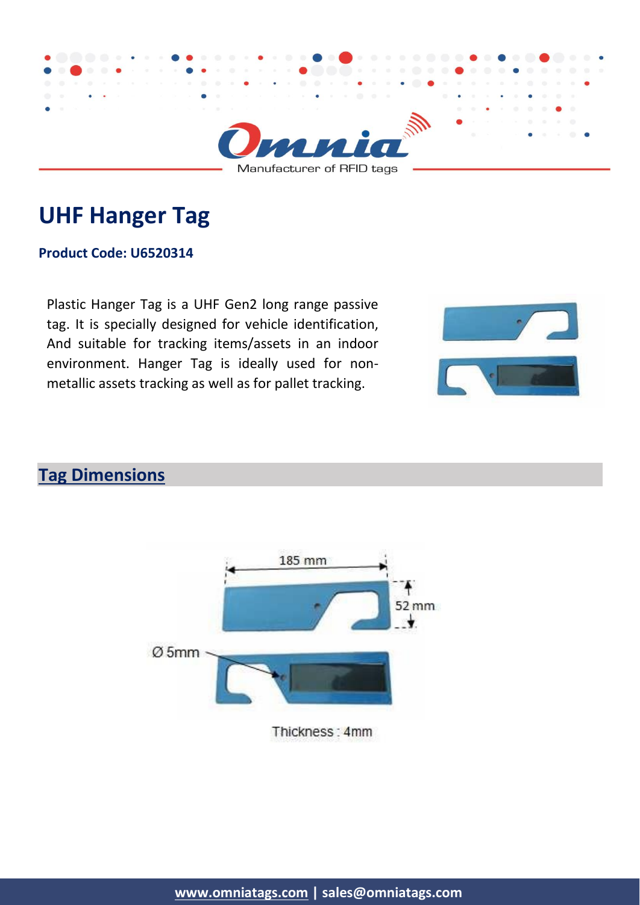# UHF Hanger Tag

**Product Code: U6520314**

Plastic Hanger Tag is a UHF Gen2 long range passive tag. It is specially designed for vehicle identification, And suitable for tracking items/assets in an indoor environment. Hanger Tag is ideally used for non-metallic assets tracking as well as for pallet tracking.

## Tag Dimensions

185 mm

52 mm

Ø 5mm

Thickness : 4mm

**www.omniatags.com | sales@omniatags.com**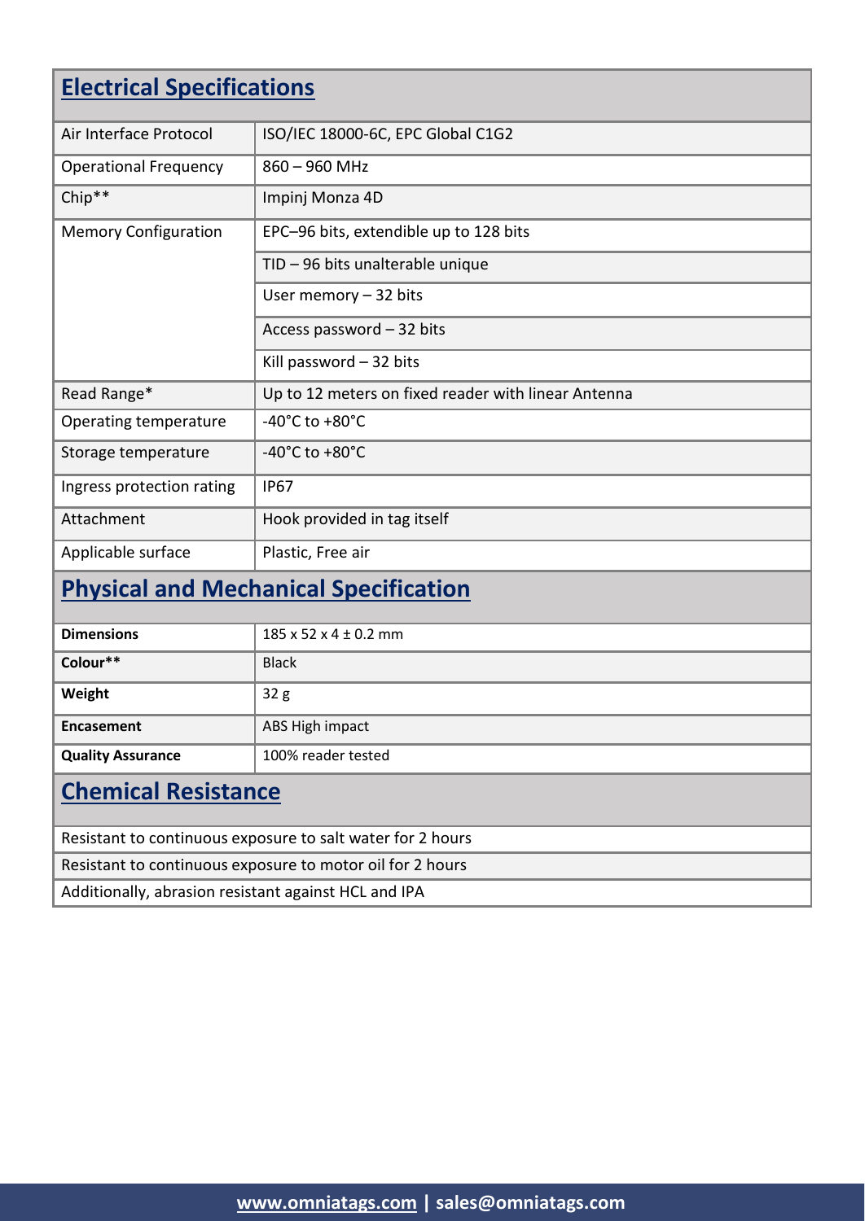## Electrical Specifications

| | |
|---|---|
| Air Interface Protocol | ISO/IEC 18000-6C, EPC Global C1G2 |
| Operational Frequency | 860 – 960 MHz |
| Chip** | Impinj Monza 4D |
| Memory Configuration | EPC–96 bits, extendible up to 128 bits |
| | TID – 96 bits unalterable unique |
| | User memory – 32 bits |
| | Access password – 32 bits |
| | Kill password – 32 bits |
| Read Range* | Up to 12 meters on fixed reader with linear Antenna |
| Operating temperature | -40°C to +80°C |
| Storage temperature | -40°C to +80°C |
| Ingress protection rating | IP67 |
| Attachment | Hook provided in tag itself |
| Applicable surface | Plastic, Free air |

## Physical and Mechanical Specification

| | |
|---|---|
| **Dimensions** | 185 x 52 x 4 ± 0.2 mm |
| **Colour**** | Black |
| **Weight** | 32 g |
| **Encasement** | ABS High impact |
| **Quality Assurance** | 100% reader tested |

## Chemical Resistance

Resistant to continuous exposure to salt water for 2 hours

Resistant to continuous exposure to motor oil for 2 hours

Additionally, abrasion resistant against HCL and IPA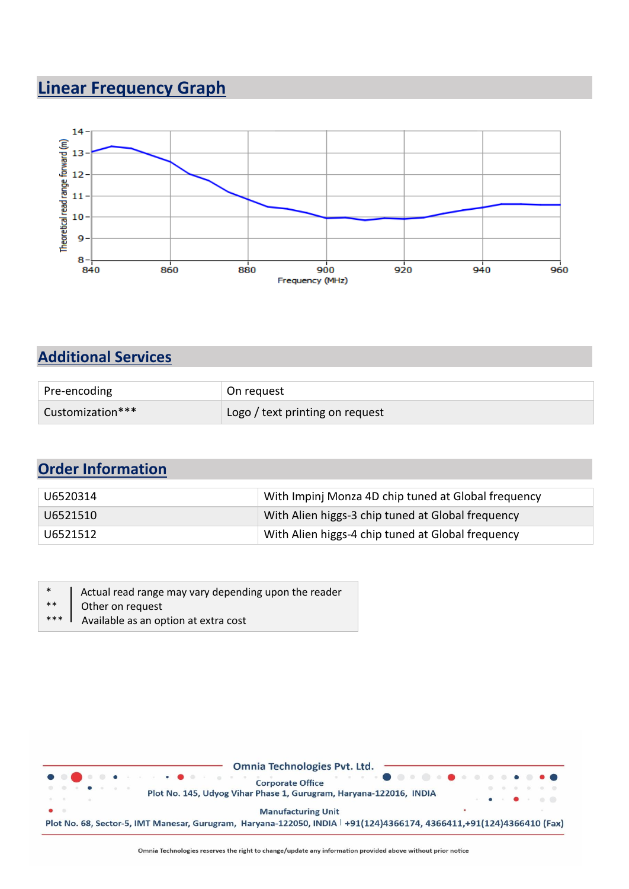## Linear Frequency Graph

Theoretical read range forward (m)

14
13
12
11
10
9
8

840 860 880 900 920 940 960

Frequency (MHz)

## Additional Services

| | |
|---|---|
| Pre-encoding | On request |
| Customization*** | Logo / text printing on request |

## Order Information

| | |
|---|---|
| U6520314 | With Impinj Monza 4D chip tuned at Global frequency |
| U6521510 | With Alien higgs-3 chip tuned at Global frequency |
| U6521512 | With Alien higgs-4 chip tuned at Global frequency |

| | |
|---|---|
| * | Actual read range may vary depending upon the reader |
| ** | Other on request |
| *** | Available as an option at extra cost |

Omnia Technologies Pvt. Ltd.

Corporate Office
Plot No. 145, Udyog Vihar Phase 1, Gurugram, Haryana-122016, INDIA

Manufacturing Unit
Plot No. 68, Sector-5, IMT Manesar, Gurugram, Haryana-122050, INDIA | +91(124)4366174, 4366411,+91(124)4366410 (Fax)

Omnia Technologies reserves the right to change/update any information provided above without prior notice